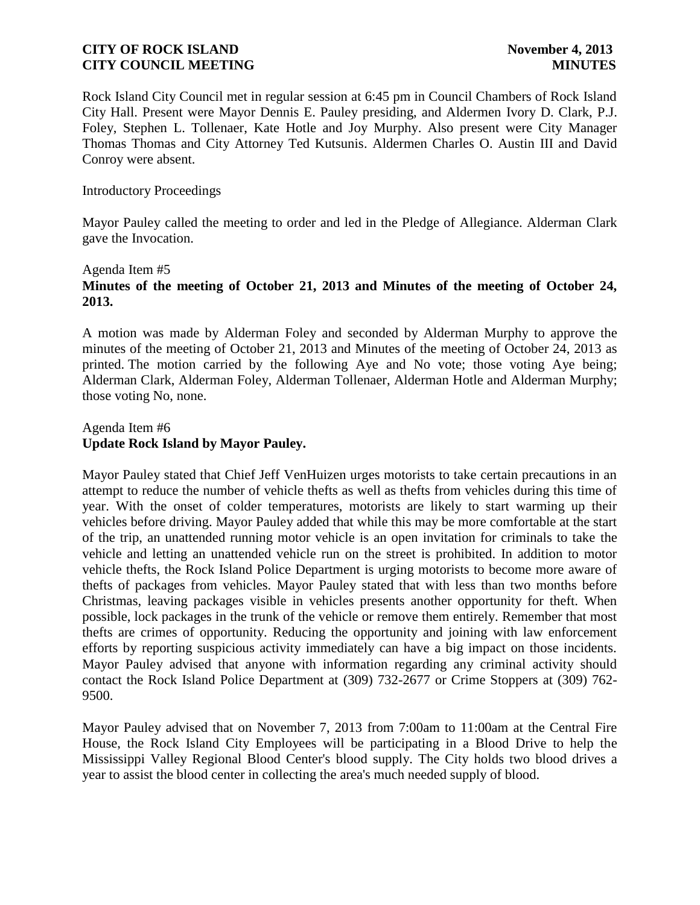**CITY OF ROCK ISLAND** **November 4, 2013**
**CITY COUNCIL MEETING** **MINUTES**

Rock Island City Council met in regular session at 6:45 pm in Council Chambers of Rock Island City Hall. Present were Mayor Dennis E. Pauley presiding, and Aldermen Ivory D. Clark, P.J. Foley, Stephen L. Tollenaer, Kate Hotle and Joy Murphy. Also present were City Manager Thomas Thomas and City Attorney Ted Kutsunis. Aldermen Charles O. Austin III and David Conroy were absent.

Introductory Proceedings

Mayor Pauley called the meeting to order and led in the Pledge of Allegiance. Alderman Clark gave the Invocation.

Agenda Item #5
**Minutes of the meeting of October 21, 2013 and Minutes of the meeting of October 24, 2013.**

A motion was made by Alderman Foley and seconded by Alderman Murphy to approve the minutes of the meeting of October 21, 2013 and Minutes of the meeting of October 24, 2013 as printed. The motion carried by the following Aye and No vote; those voting Aye being; Alderman Clark, Alderman Foley, Alderman Tollenaer, Alderman Hotle and Alderman Murphy; those voting No, none.

Agenda Item #6
**Update Rock Island by Mayor Pauley.**

Mayor Pauley stated that Chief Jeff VenHuizen urges motorists to take certain precautions in an attempt to reduce the number of vehicle thefts as well as thefts from vehicles during this time of year. With the onset of colder temperatures, motorists are likely to start warming up their vehicles before driving. Mayor Pauley added that while this may be more comfortable at the start of the trip, an unattended running motor vehicle is an open invitation for criminals to take the vehicle and letting an unattended vehicle run on the street is prohibited. In addition to motor vehicle thefts, the Rock Island Police Department is urging motorists to become more aware of thefts of packages from vehicles. Mayor Pauley stated that with less than two months before Christmas, leaving packages visible in vehicles presents another opportunity for theft. When possible, lock packages in the trunk of the vehicle or remove them entirely. Remember that most thefts are crimes of opportunity. Reducing the opportunity and joining with law enforcement efforts by reporting suspicious activity immediately can have a big impact on those incidents. Mayor Pauley advised that anyone with information regarding any criminal activity should contact the Rock Island Police Department at (309) 732-2677 or Crime Stoppers at (309) 762-9500.

Mayor Pauley advised that on November 7, 2013 from 7:00am to 11:00am at the Central Fire House, the Rock Island City Employees will be participating in a Blood Drive to help the Mississippi Valley Regional Blood Center's blood supply. The City holds two blood drives a year to assist the blood center in collecting the area's much needed supply of blood.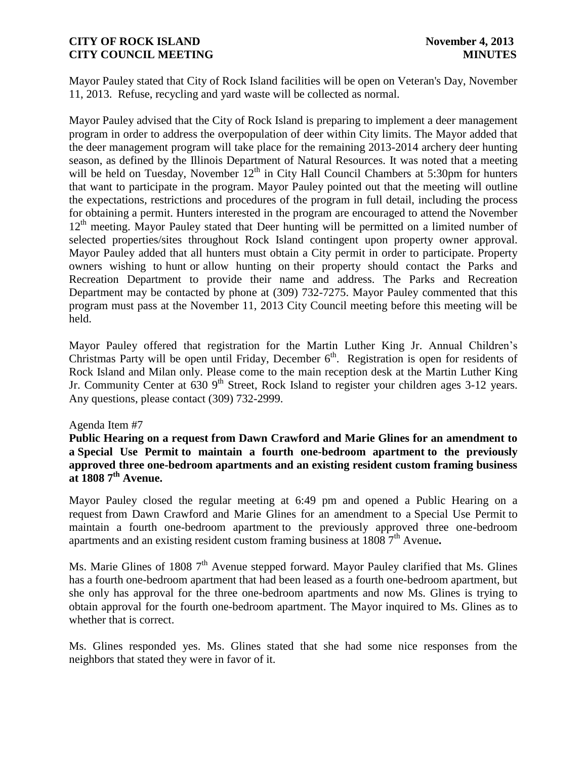Mayor Pauley stated that City of Rock Island facilities will be open on Veteran's Day, November 11, 2013. Refuse, recycling and yard waste will be collected as normal.

Mayor Pauley advised that the City of Rock Island is preparing to implement a deer management program in order to address the overpopulation of deer within City limits. The Mayor added that the deer management program will take place for the remaining 2013-2014 archery deer hunting season, as defined by the Illinois Department of Natural Resources. It was noted that a meeting will be held on Tuesday, November 12th in City Hall Council Chambers at 5:30pm for hunters that want to participate in the program. Mayor Pauley pointed out that the meeting will outline the expectations, restrictions and procedures of the program in full detail, including the process for obtaining a permit. Hunters interested in the program are encouraged to attend the November 12th meeting. Mayor Pauley stated that Deer hunting will be permitted on a limited number of selected properties/sites throughout Rock Island contingent upon property owner approval. Mayor Pauley added that all hunters must obtain a City permit in order to participate. Property owners wishing to hunt or allow hunting on their property should contact the Parks and Recreation Department to provide their name and address. The Parks and Recreation Department may be contacted by phone at (309) 732-7275. Mayor Pauley commented that this program must pass at the November 11, 2013 City Council meeting before this meeting will be held.

Mayor Pauley offered that registration for the Martin Luther King Jr. Annual Children's Christmas Party will be open until Friday, December 6th. Registration is open for residents of Rock Island and Milan only. Please come to the main reception desk at the Martin Luther King Jr. Community Center at 630 9th Street, Rock Island to register your children ages 3-12 years. Any questions, please contact (309) 732-2999.

Agenda Item #7

**Public Hearing on a request from Dawn Crawford and Marie Glines for an amendment to a Special Use Permit to maintain a fourth one-bedroom apartment to the previously approved three one-bedroom apartments and an existing resident custom framing business at 1808 7th Avenue.**

Mayor Pauley closed the regular meeting at 6:49 pm and opened a Public Hearing on a request from Dawn Crawford and Marie Glines for an amendment to a Special Use Permit to maintain a fourth one-bedroom apartment to the previously approved three one-bedroom apartments and an existing resident custom framing business at 1808 7th Avenue**.**

Ms. Marie Glines of 1808 7th Avenue stepped forward. Mayor Pauley clarified that Ms. Glines has a fourth one-bedroom apartment that had been leased as a fourth one-bedroom apartment, but she only has approval for the three one-bedroom apartments and now Ms. Glines is trying to obtain approval for the fourth one-bedroom apartment. The Mayor inquired to Ms. Glines as to whether that is correct.

Ms. Glines responded yes. Ms. Glines stated that she had some nice responses from the neighbors that stated they were in favor of it.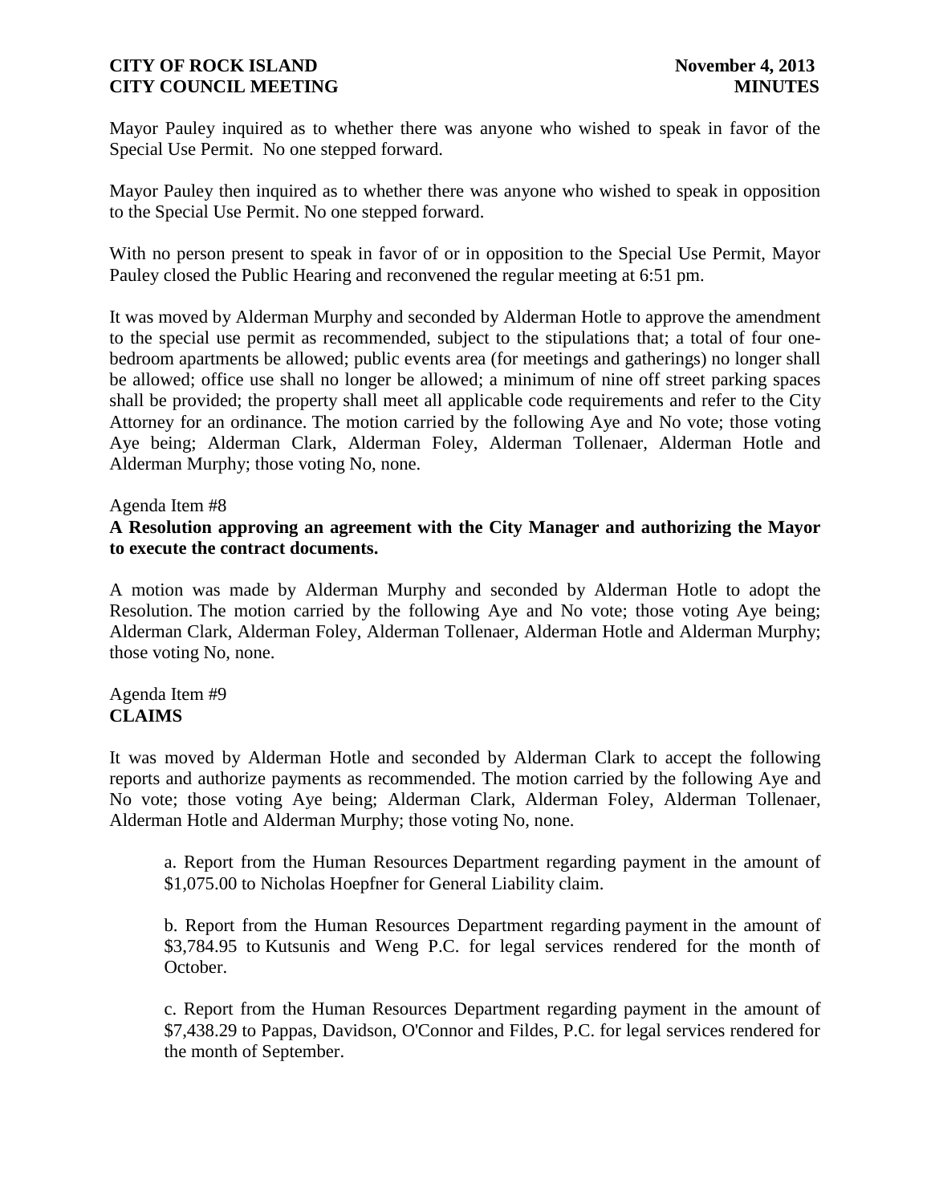Mayor Pauley inquired as to whether there was anyone who wished to speak in favor of the Special Use Permit. No one stepped forward.

Mayor Pauley then inquired as to whether there was anyone who wished to speak in opposition to the Special Use Permit. No one stepped forward.

With no person present to speak in favor of or in opposition to the Special Use Permit, Mayor Pauley closed the Public Hearing and reconvened the regular meeting at 6:51 pm.

It was moved by Alderman Murphy and seconded by Alderman Hotle to approve the amendment to the special use permit as recommended, subject to the stipulations that; a total of four one-bedroom apartments be allowed; public events area (for meetings and gatherings) no longer shall be allowed; office use shall no longer be allowed; a minimum of nine off street parking spaces shall be provided; the property shall meet all applicable code requirements and refer to the City Attorney for an ordinance. The motion carried by the following Aye and No vote; those voting Aye being; Alderman Clark, Alderman Foley, Alderman Tollenaer, Alderman Hotle and Alderman Murphy; those voting No, none.

Agenda Item #8
**A Resolution approving an agreement with the City Manager and authorizing the Mayor to execute the contract documents.**

A motion was made by Alderman Murphy and seconded by Alderman Hotle to adopt the Resolution. The motion carried by the following Aye and No vote; those voting Aye being; Alderman Clark, Alderman Foley, Alderman Tollenaer, Alderman Hotle and Alderman Murphy; those voting No, none.

Agenda Item #9
**CLAIMS**

It was moved by Alderman Hotle and seconded by Alderman Clark to accept the following reports and authorize payments as recommended. The motion carried by the following Aye and No vote; those voting Aye being; Alderman Clark, Alderman Foley, Alderman Tollenaer, Alderman Hotle and Alderman Murphy; those voting No, none.

a. Report from the Human Resources Department regarding payment in the amount of $1,075.00 to Nicholas Hoepfner for General Liability claim.

b. Report from the Human Resources Department regarding payment in the amount of $3,784.95 to Kutsunis and Weng P.C. for legal services rendered for the month of October.

c. Report from the Human Resources Department regarding payment in the amount of $7,438.29 to Pappas, Davidson, O'Connor and Fildes, P.C. for legal services rendered for the month of September.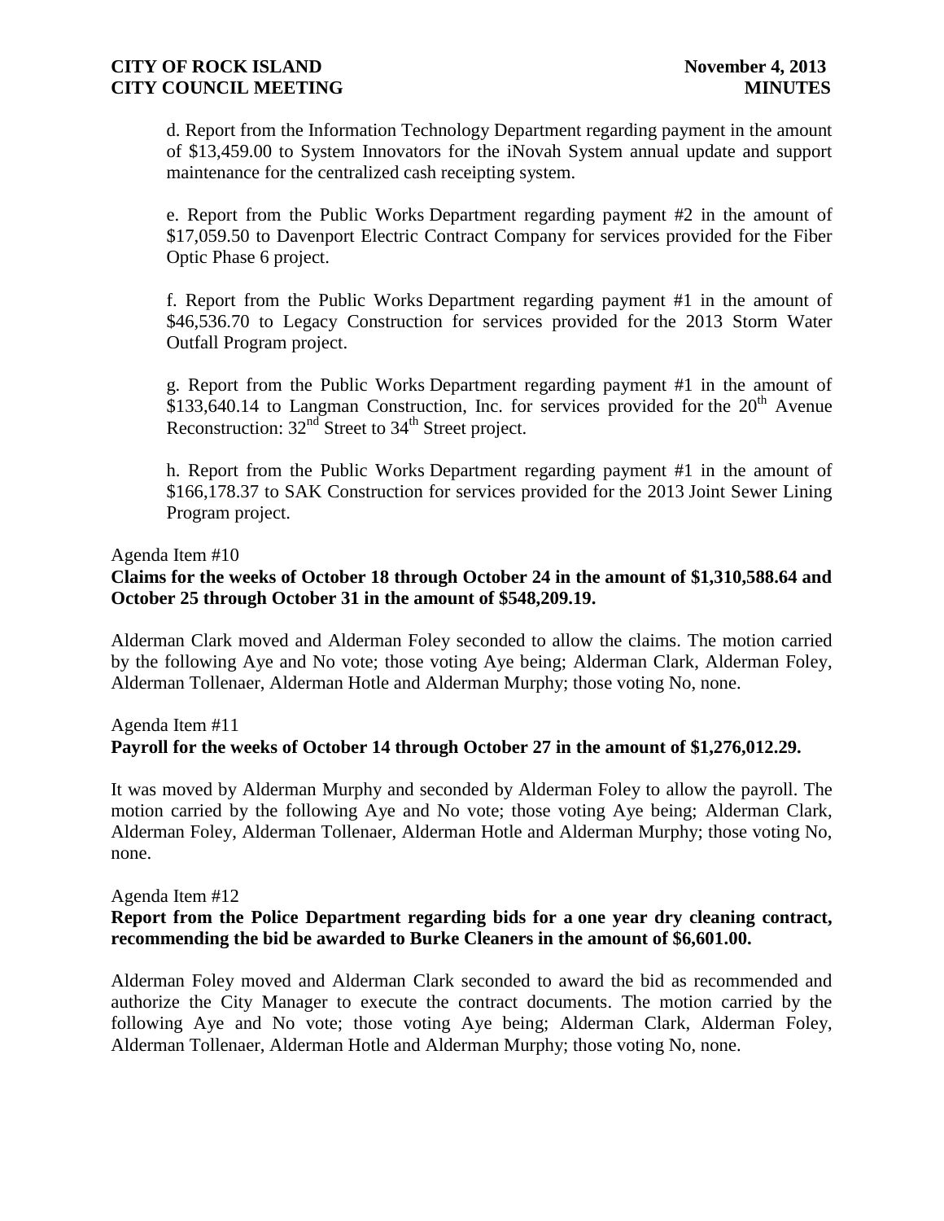d. Report from the Information Technology Department regarding payment in the amount of $13,459.00 to System Innovators for the iNovah System annual update and support maintenance for the centralized cash receipting system.

e. Report from the Public Works Department regarding payment #2 in the amount of $17,059.50 to Davenport Electric Contract Company for services provided for the Fiber Optic Phase 6 project.

f. Report from the Public Works Department regarding payment #1 in the amount of $46,536.70 to Legacy Construction for services provided for the 2013 Storm Water Outfall Program project.

g. Report from the Public Works Department regarding payment #1 in the amount of $133,640.14 to Langman Construction, Inc. for services provided for the 20th Avenue Reconstruction: 32nd Street to 34th Street project.

h. Report from the Public Works Department regarding payment #1 in the amount of $166,178.37 to SAK Construction for services provided for the 2013 Joint Sewer Lining Program project.

Agenda Item #10

**Claims for the weeks of October 18 through October 24 in the amount of $1,310,588.64 and October 25 through October 31 in the amount of $548,209.19.**

Alderman Clark moved and Alderman Foley seconded to allow the claims. The motion carried by the following Aye and No vote; those voting Aye being; Alderman Clark, Alderman Foley, Alderman Tollenaer, Alderman Hotle and Alderman Murphy; those voting No, none.

Agenda Item #11

**Payroll for the weeks of October 14 through October 27 in the amount of $1,276,012.29.**

It was moved by Alderman Murphy and seconded by Alderman Foley to allow the payroll. The motion carried by the following Aye and No vote; those voting Aye being; Alderman Clark, Alderman Foley, Alderman Tollenaer, Alderman Hotle and Alderman Murphy; those voting No, none.

Agenda Item #12

**Report from the Police Department regarding bids for a one year dry cleaning contract, recommending the bid be awarded to Burke Cleaners in the amount of $6,601.00.**

Alderman Foley moved and Alderman Clark seconded to award the bid as recommended and authorize the City Manager to execute the contract documents. The motion carried by the following Aye and No vote; those voting Aye being; Alderman Clark, Alderman Foley, Alderman Tollenaer, Alderman Hotle and Alderman Murphy; those voting No, none.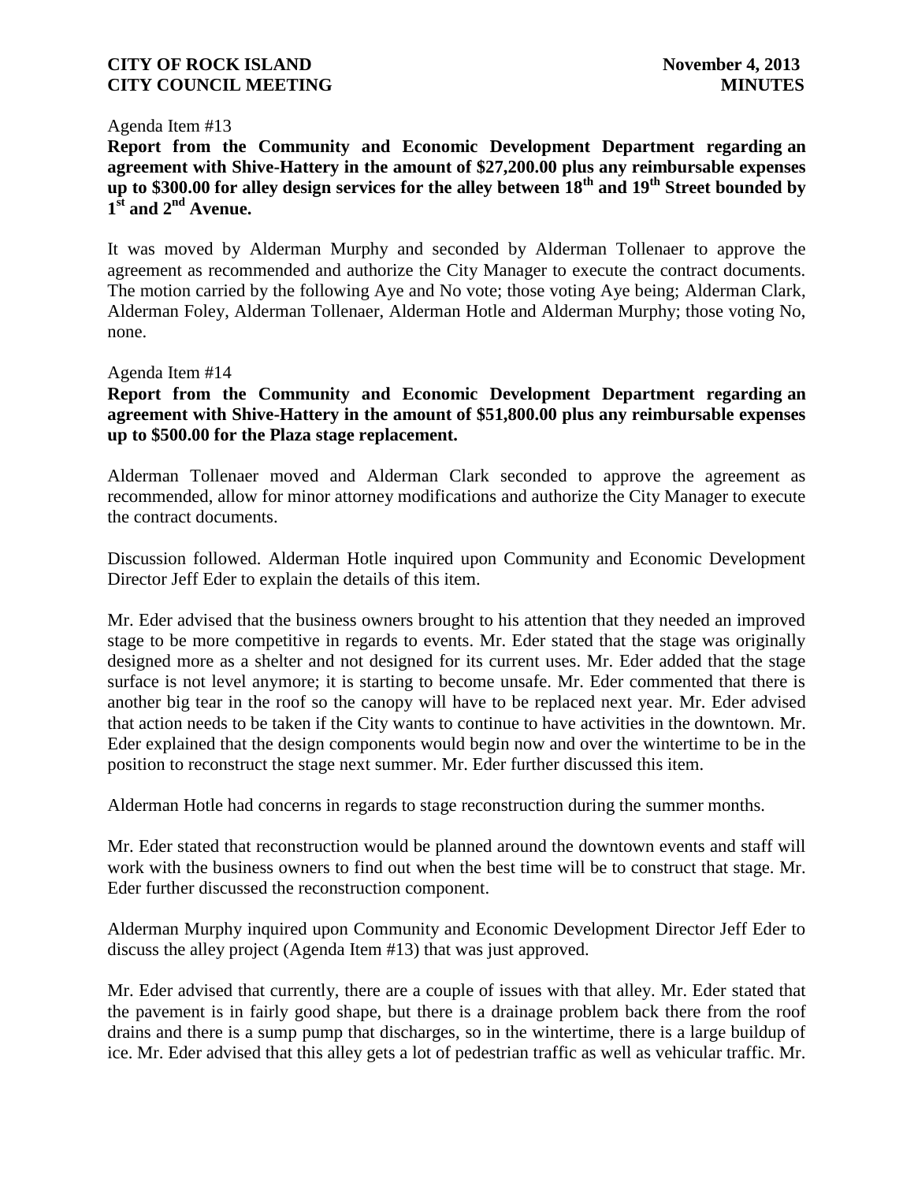Agenda Item #13

**Report from the Community and Economic Development Department regarding an agreement with Shive-Hattery in the amount of $27,200.00 plus any reimbursable expenses up to $300.00 for alley design services for the alley between 18th and 19th Street bounded by 1st and 2nd Avenue.**

It was moved by Alderman Murphy and seconded by Alderman Tollenaer to approve the agreement as recommended and authorize the City Manager to execute the contract documents. The motion carried by the following Aye and No vote; those voting Aye being; Alderman Clark, Alderman Foley, Alderman Tollenaer, Alderman Hotle and Alderman Murphy; those voting No, none.

Agenda Item #14

**Report from the Community and Economic Development Department regarding an agreement with Shive-Hattery in the amount of $51,800.00 plus any reimbursable expenses up to $500.00 for the Plaza stage replacement.**

Alderman Tollenaer moved and Alderman Clark seconded to approve the agreement as recommended, allow for minor attorney modifications and authorize the City Manager to execute the contract documents.

Discussion followed. Alderman Hotle inquired upon Community and Economic Development Director Jeff Eder to explain the details of this item.

Mr. Eder advised that the business owners brought to his attention that they needed an improved stage to be more competitive in regards to events. Mr. Eder stated that the stage was originally designed more as a shelter and not designed for its current uses. Mr. Eder added that the stage surface is not level anymore; it is starting to become unsafe. Mr. Eder commented that there is another big tear in the roof so the canopy will have to be replaced next year. Mr. Eder advised that action needs to be taken if the City wants to continue to have activities in the downtown. Mr. Eder explained that the design components would begin now and over the wintertime to be in the position to reconstruct the stage next summer. Mr. Eder further discussed this item.

Alderman Hotle had concerns in regards to stage reconstruction during the summer months.

Mr. Eder stated that reconstruction would be planned around the downtown events and staff will work with the business owners to find out when the best time will be to construct that stage. Mr. Eder further discussed the reconstruction component.

Alderman Murphy inquired upon Community and Economic Development Director Jeff Eder to discuss the alley project (Agenda Item #13) that was just approved.

Mr. Eder advised that currently, there are a couple of issues with that alley. Mr. Eder stated that the pavement is in fairly good shape, but there is a drainage problem back there from the roof drains and there is a sump pump that discharges, so in the wintertime, there is a large buildup of ice. Mr. Eder advised that this alley gets a lot of pedestrian traffic as well as vehicular traffic. Mr.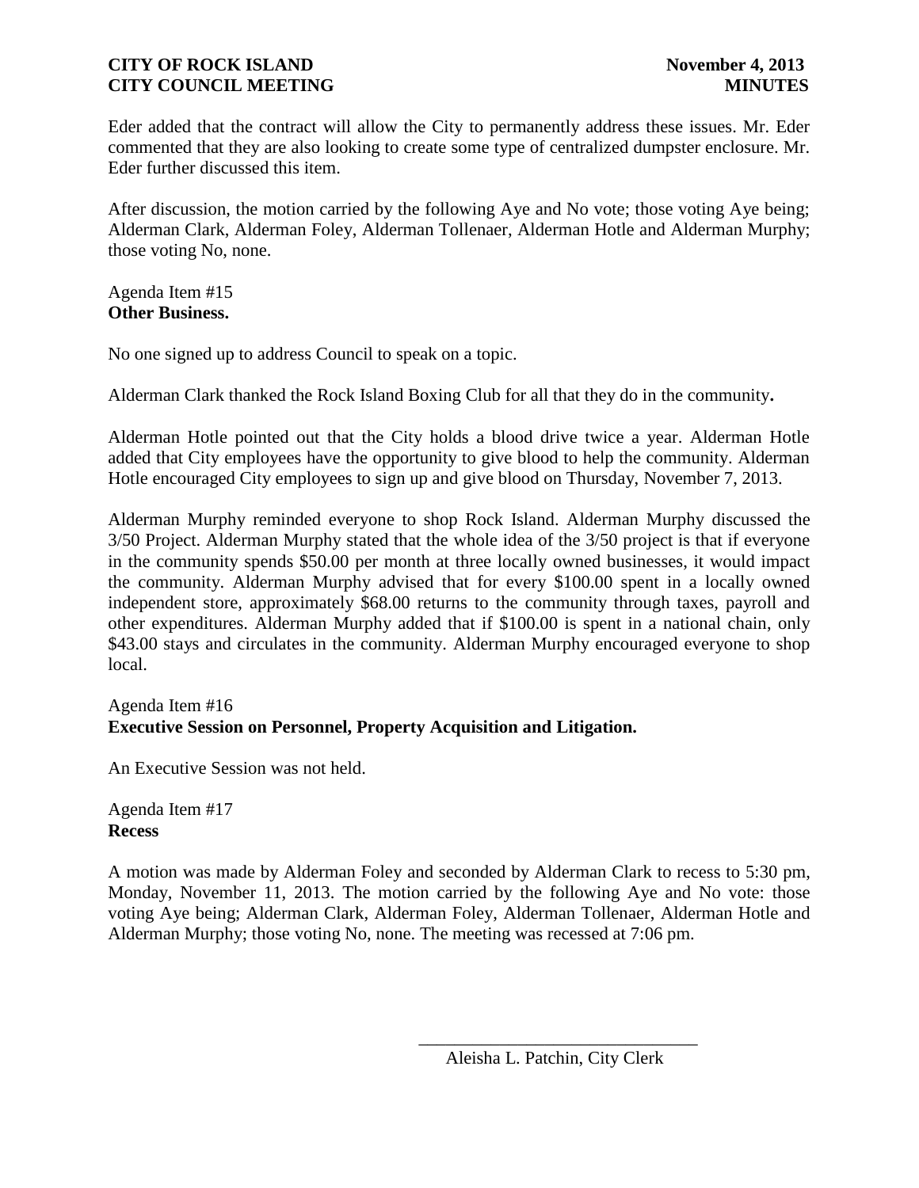Eder added that the contract will allow the City to permanently address these issues. Mr. Eder commented that they are also looking to create some type of centralized dumpster enclosure. Mr. Eder further discussed this item.

After discussion, the motion carried by the following Aye and No vote; those voting Aye being; Alderman Clark, Alderman Foley, Alderman Tollenaer, Alderman Hotle and Alderman Murphy; those voting No, none.

Agenda Item #15
**Other Business.**

No one signed up to address Council to speak on a topic.

Alderman Clark thanked the Rock Island Boxing Club for all that they do in the community**.**

Alderman Hotle pointed out that the City holds a blood drive twice a year. Alderman Hotle added that City employees have the opportunity to give blood to help the community. Alderman Hotle encouraged City employees to sign up and give blood on Thursday, November 7, 2013.

Alderman Murphy reminded everyone to shop Rock Island. Alderman Murphy discussed the 3/50 Project. Alderman Murphy stated that the whole idea of the 3/50 project is that if everyone in the community spends $50.00 per month at three locally owned businesses, it would impact the community. Alderman Murphy advised that for every $100.00 spent in a locally owned independent store, approximately $68.00 returns to the community through taxes, payroll and other expenditures. Alderman Murphy added that if $100.00 is spent in a national chain, only $43.00 stays and circulates in the community. Alderman Murphy encouraged everyone to shop local.

Agenda Item #16
**Executive Session on Personnel, Property Acquisition and Litigation.**

An Executive Session was not held.

Agenda Item #17
**Recess**

A motion was made by Alderman Foley and seconded by Alderman Clark to recess to 5:30 pm, Monday, November 11, 2013. The motion carried by the following Aye and No vote: those voting Aye being; Alderman Clark, Alderman Foley, Alderman Tollenaer, Alderman Hotle and Alderman Murphy; those voting No, none. The meeting was recessed at 7:06 pm.

\_\_\_\_\_\_\_\_\_\_\_\_\_\_\_\_\_\_\_\_\_\_\_\_\_\_\_\_\_\_\_\_

Aleisha L. Patchin, City Clerk